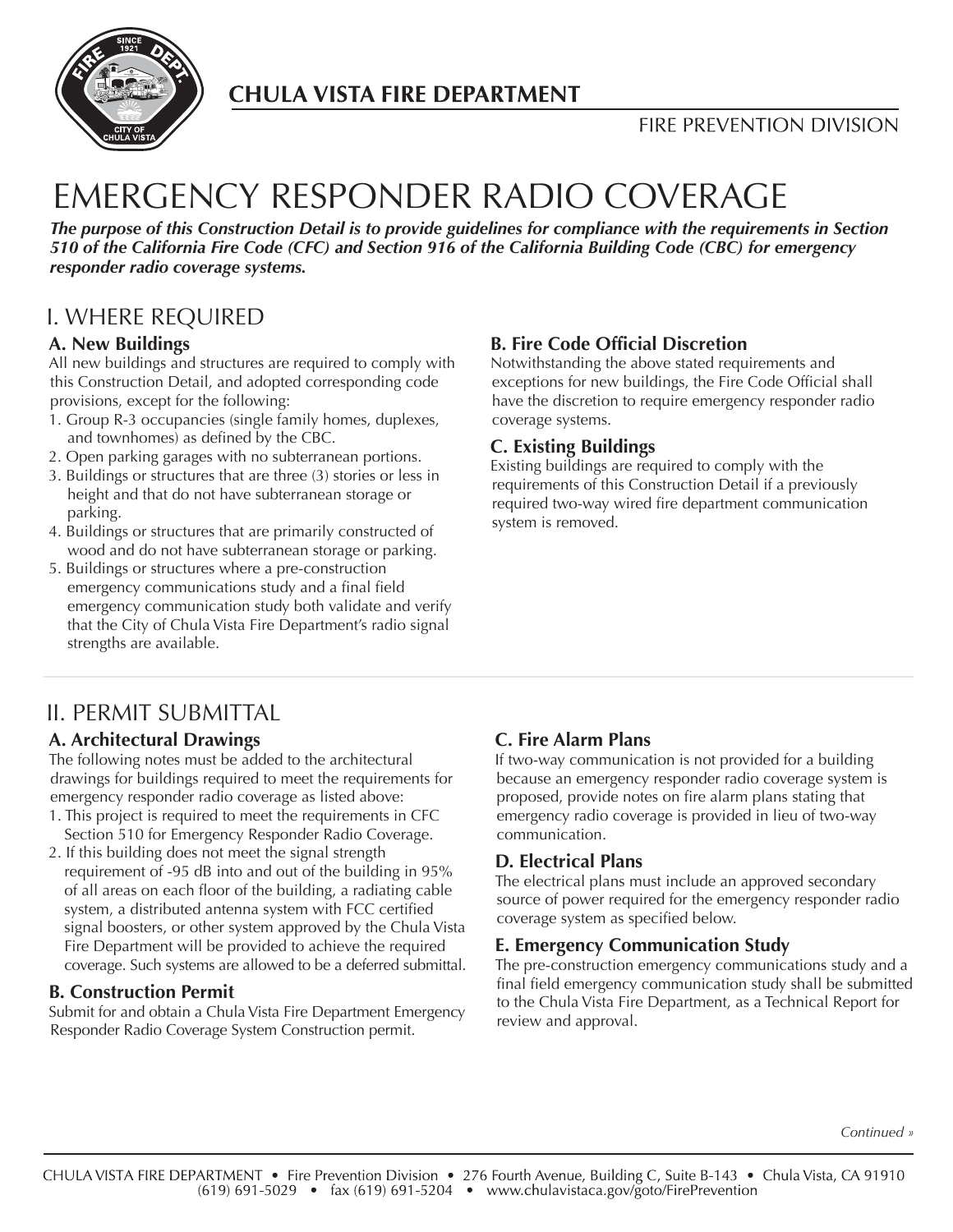# CHULA VISTA FIRE DEPARTMENT

FIRE PREVENTION DIVISION

# EMERGENCY RESPONDER RADIO COVERAGE

***The purpose of this Construction Detail is to provide guidelines for compliance with the requirements in Section 510 of the California Fire Code (CFC) and Section 916 of the California Building Code (CBC) for emergency responder radio coverage systems.***

## I. WHERE REQUIRED

### A. New Buildings

All new buildings and structures are required to comply with this Construction Detail, and adopted corresponding code provisions, except for the following:

1. Group R-3 occupancies (single family homes, duplexes, and townhomes) as defined by the CBC.
2. Open parking garages with no subterranean portions.
3. Buildings or structures that are three (3) stories or less in height and that do not have subterranean storage or parking.
4. Buildings or structures that are primarily constructed of wood and do not have subterranean storage or parking.
5. Buildings or structures where a pre-construction emergency communications study and a final field emergency communication study both validate and verify that the City of Chula Vista Fire Department's radio signal strengths are available.

### B. Fire Code Official Discretion

Notwithstanding the above stated requirements and exceptions for new buildings, the Fire Code Official shall have the discretion to require emergency responder radio coverage systems.

### C. Existing Buildings

Existing buildings are required to comply with the requirements of this Construction Detail if a previously required two-way wired fire department communication system is removed.

## II. PERMIT SUBMITTAL

### A. Architectural Drawings

The following notes must be added to the architectural drawings for buildings required to meet the requirements for emergency responder radio coverage as listed above:

1. This project is required to meet the requirements in CFC Section 510 for Emergency Responder Radio Coverage.
2. If this building does not meet the signal strength requirement of -95 dB into and out of the building in 95% of all areas on each floor of the building, a radiating cable system, a distributed antenna system with FCC certified signal boosters, or other system approved by the Chula Vista Fire Department will be provided to achieve the required coverage. Such systems are allowed to be a deferred submittal.

### B. Construction Permit

Submit for and obtain a Chula Vista Fire Department Emergency Responder Radio Coverage System Construction permit.

### C. Fire Alarm Plans

If two-way communication is not provided for a building because an emergency responder radio coverage system is proposed, provide notes on fire alarm plans stating that emergency radio coverage is provided in lieu of two-way communication.

### D. Electrical Plans

The electrical plans must include an approved secondary source of power required for the emergency responder radio coverage system as specified below.

### E. Emergency Communication Study

The pre-construction emergency communications study and a final field emergency communication study shall be submitted to the Chula Vista Fire Department, as a Technical Report for review and approval.

*Continued »*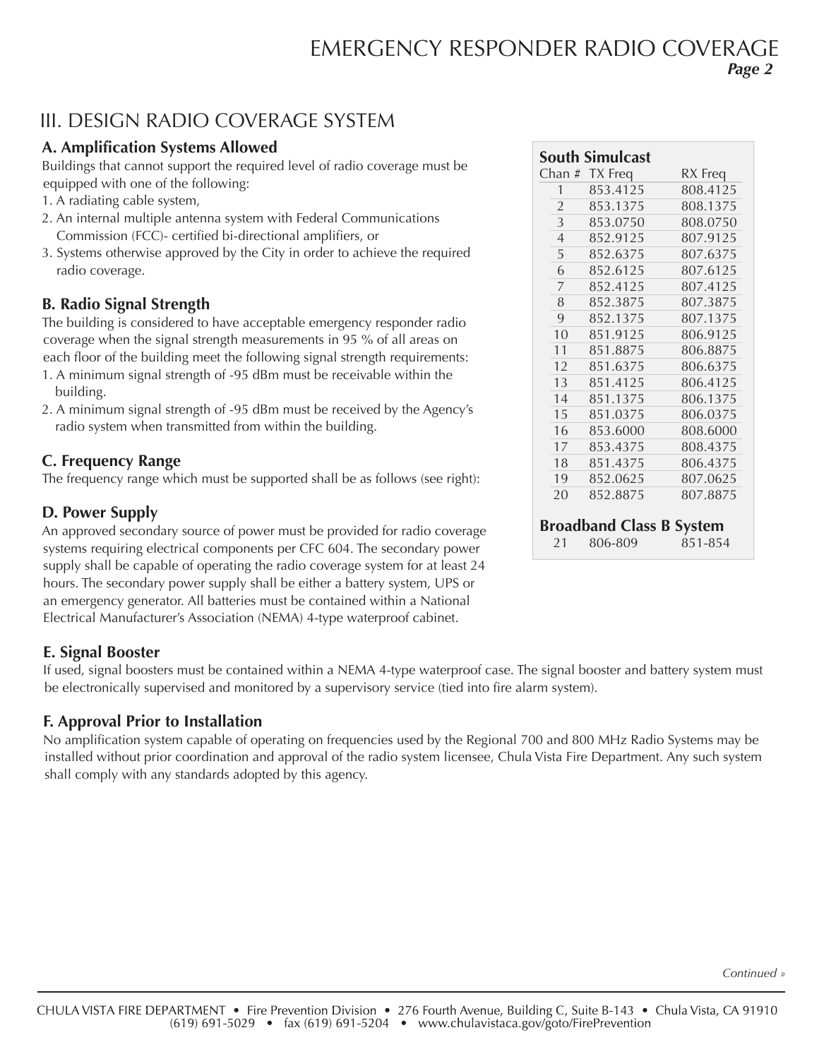## III. DESIGN RADIO COVERAGE SYSTEM

### A. Amplification Systems Allowed

Buildings that cannot support the required level of radio coverage must be equipped with one of the following:

1. A radiating cable system,
2. An internal multiple antenna system with Federal Communications Commission (FCC)- certified bi-directional amplifiers, or
3. Systems otherwise approved by the City in order to achieve the required radio coverage.

### B. Radio Signal Strength

The building is considered to have acceptable emergency responder radio coverage when the signal strength measurements in 95 % of all areas on each floor of the building meet the following signal strength requirements:

1. A minimum signal strength of -95 dBm must be receivable within the building.
2. A minimum signal strength of -95 dBm must be received by the Agency's radio system when transmitted from within the building.

### C. Frequency Range

The frequency range which must be supported shall be as follows (see right):

**South Simulcast**

| Chan # | TX Freq | RX Freq |
|---|---|---|
| 1 | 853.4125 | 808.4125 |
| 2 | 853.1375 | 808.1375 |
| 3 | 853.0750 | 808.0750 |
| 4 | 852.9125 | 807.9125 |
| 5 | 852.6375 | 807.6375 |
| 6 | 852.6125 | 807.6125 |
| 7 | 852.4125 | 807.4125 |
| 8 | 852.3875 | 807.3875 |
| 9 | 852.1375 | 807.1375 |
| 10 | 851.9125 | 806.9125 |
| 11 | 851.8875 | 806.8875 |
| 12 | 851.6375 | 806.6375 |
| 13 | 851.4125 | 806.4125 |
| 14 | 851.1375 | 806.1375 |
| 15 | 851.0375 | 806.0375 |
| 16 | 853.6000 | 808.6000 |
| 17 | 853.4375 | 808.4375 |
| 18 | 851.4375 | 806.4375 |
| 19 | 852.0625 | 807.0625 |
| 20 | 852.8875 | 807.8875 |

**Broadband Class B System**

| Chan # | TX Freq | RX Freq |
|---|---|---|
| 21 | 806-809 | 851-854 |

### D. Power Supply

An approved secondary source of power must be provided for radio coverage systems requiring electrical components per CFC 604. The secondary power supply shall be capable of operating the radio coverage system for at least 24 hours. The secondary power supply shall be either a battery system, UPS or an emergency generator. All batteries must be contained within a National Electrical Manufacturer's Association (NEMA) 4-type waterproof cabinet.

### E. Signal Booster

If used, signal boosters must be contained within a NEMA 4-type waterproof case. The signal booster and battery system must be electronically supervised and monitored by a supervisory service (tied into fire alarm system).

### F. Approval Prior to Installation

No amplification system capable of operating on frequencies used by the Regional 700 and 800 MHz Radio Systems may be installed without prior coordination and approval of the radio system licensee, Chula Vista Fire Department. Any such system shall comply with any standards adopted by this agency.

*Continued »*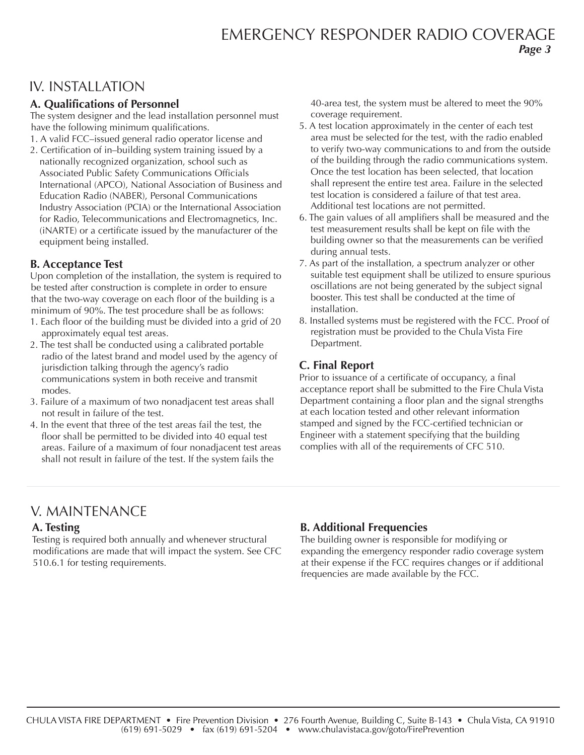## IV. INSTALLATION

### A. Qualifications of Personnel

The system designer and the lead installation personnel must have the following minimum qualifications.

1. A valid FCC–issued general radio operator license and
2. Certification of in–building system training issued by a nationally recognized organization, school such as Associated Public Safety Communications Officials International (APCO), National Association of Business and Education Radio (NABER), Personal Communications Industry Association (PCIA) or the International Association for Radio, Telecommunications and Electromagnetics, Inc. (iNARTE) or a certificate issued by the manufacturer of the equipment being installed.

### B. Acceptance Test

Upon completion of the installation, the system is required to be tested after construction is complete in order to ensure that the two-way coverage on each floor of the building is a minimum of 90%. The test procedure shall be as follows:

1. Each floor of the building must be divided into a grid of 20 approximately equal test areas.
2. The test shall be conducted using a calibrated portable radio of the latest brand and model used by the agency of jurisdiction talking through the agency's radio communications system in both receive and transmit modes.
3. Failure of a maximum of two nonadjacent test areas shall not result in failure of the test.
4. In the event that three of the test areas fail the test, the floor shall be permitted to be divided into 40 equal test areas. Failure of a maximum of four nonadjacent test areas shall not result in failure of the test. If the system fails the 40-area test, the system must be altered to meet the 90% coverage requirement.
5. A test location approximately in the center of each test area must be selected for the test, with the radio enabled to verify two-way communications to and from the outside of the building through the radio communications system. Once the test location has been selected, that location shall represent the entire test area. Failure in the selected test location is considered a failure of that test area. Additional test locations are not permitted.
6. The gain values of all amplifiers shall be measured and the test measurement results shall be kept on file with the building owner so that the measurements can be verified during annual tests.
7. As part of the installation, a spectrum analyzer or other suitable test equipment shall be utilized to ensure spurious oscillations are not being generated by the subject signal booster. This test shall be conducted at the time of installation.
8. Installed systems must be registered with the FCC. Proof of registration must be provided to the Chula Vista Fire Department.

### C. Final Report

Prior to issuance of a certificate of occupancy, a final acceptance report shall be submitted to the Fire Chula Vista Department containing a floor plan and the signal strengths at each location tested and other relevant information stamped and signed by the FCC-certified technician or Engineer with a statement specifying that the building complies with all of the requirements of CFC 510.

## V. MAINTENANCE

### A. Testing

Testing is required both annually and whenever structural modifications are made that will impact the system. See CFC 510.6.1 for testing requirements.

### B. Additional Frequencies

The building owner is responsible for modifying or expanding the emergency responder radio coverage system at their expense if the FCC requires changes or if additional frequencies are made available by the FCC.

CHULA VISTA FIRE DEPARTMENT • Fire Prevention Division • 276 Fourth Avenue, Building C, Suite B-143 • Chula Vista, CA 91910
(619) 691-5029 • fax (619) 691-5204 • www.chulavistaca.gov/goto/FirePrevention